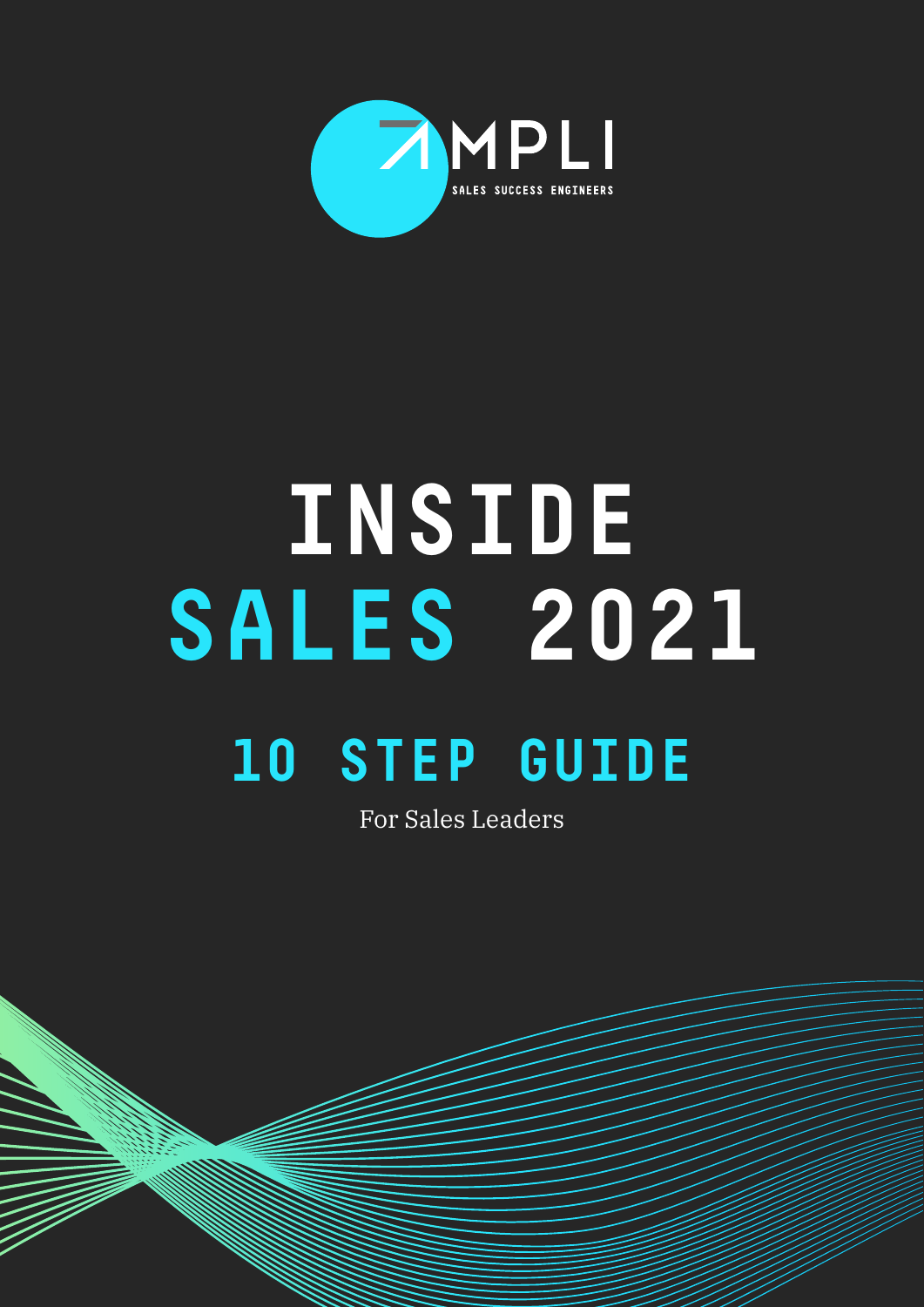AMPLI

SALES SUCCESS ENGINEERS

# INSIDE SALES 2021

## 10 STEP GUIDE

For Sales Leaders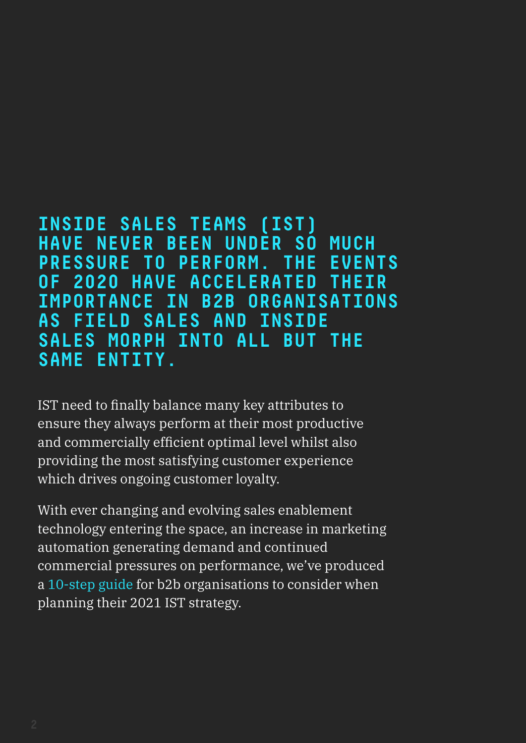**INSIDE SALES TEAMS (IST) HAVE NEVER BEEN UNDER SO MUCH PRESSURE TO PERFORM. THE EVENTS OF 2020 HAVE ACCELERATED THEIR IMPORTANCE IN B2B ORGANISATIONS AS FIELD SALES AND INSIDE SALES MORPH INTO ALL BUT THE SAME ENTITY.**

IST need to finally balance many key attributes to ensure they always perform at their most productive and commercially efficient optimal level whilst also providing the most satisfying customer experience which drives ongoing customer loyalty.

With ever changing and evolving sales enablement technology entering the space, an increase in marketing automation generating demand and continued commercial pressures on performance, we've produced a 10-step guide for b2b organisations to consider when planning their 2021 IST strategy.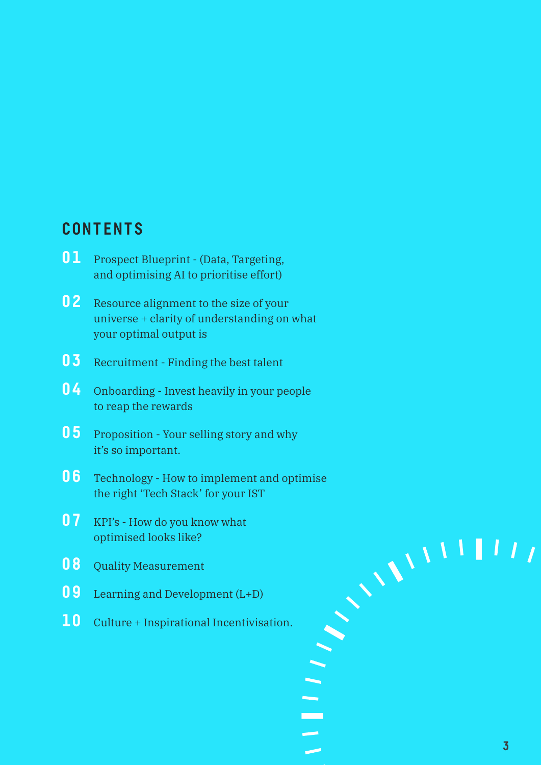## CONTENTS

**01** Prospect Blueprint - (Data, Targeting, and optimising AI to prioritise effort)

**02** Resource alignment to the size of your universe + clarity of understanding on what your optimal output is

**03** Recruitment - Finding the best talent

**04** Onboarding - Invest heavily in your people to reap the rewards

**05** Proposition - Your selling story and why it's so important.

**06** Technology - How to implement and optimise the right 'Tech Stack' for your IST

**07** KPI's - How do you know what optimised looks like?

**08** Quality Measurement

**09** Learning and Development (L+D)

**10** Culture + Inspirational Incentivisation.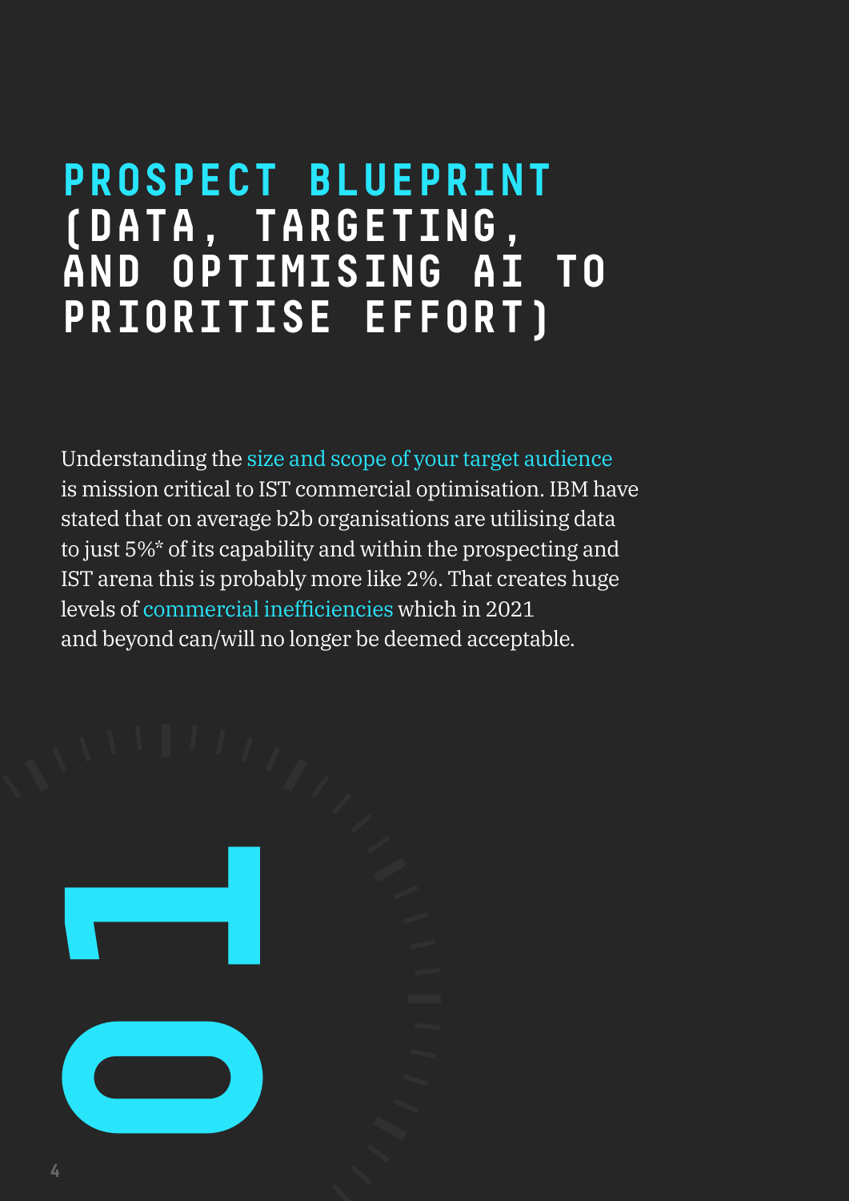# PROSPECT BLUEPRINT (DATA, TARGETING, AND OPTIMISING AI TO PRIORITISE EFFORT)

Understanding the size and scope of your target audience is mission critical to IST commercial optimisation. IBM have stated that on average b2b organisations are utilising data to just 5%* of its capability and within the prospecting and IST arena this is probably more like 2%. That creates huge levels of commercial inefficiencies which in 2021 and beyond can/will no longer be deemed acceptable.

01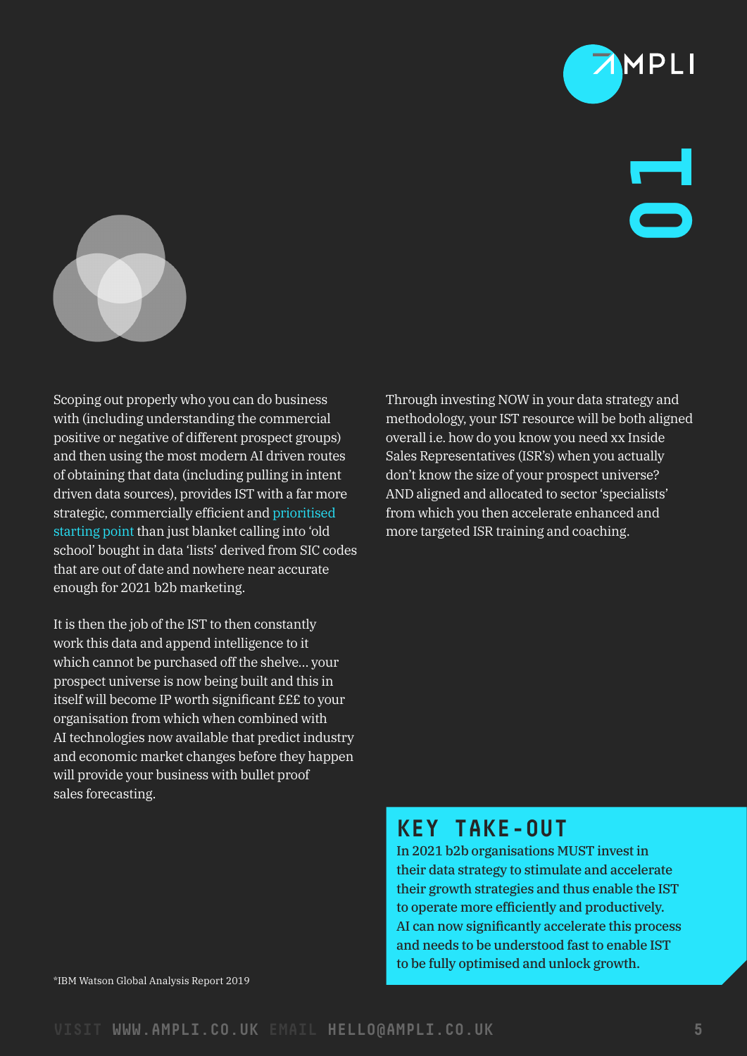# 01

Scoping out properly who you can do business with (including understanding the commercial positive or negative of different prospect groups) and then using the most modern AI driven routes of obtaining that data (including pulling in intent driven data sources), provides IST with a far more strategic, commercially efficient and prioritised starting point than just blanket calling into 'old school' bought in data 'lists' derived from SIC codes that are out of date and nowhere near accurate enough for 2021 b2b marketing.

It is then the job of the IST to then constantly work this data and append intelligence to it which cannot be purchased off the shelve... your prospect universe is now being built and this in itself will become IP worth significant £££ to your organisation from which when combined with AI technologies now available that predict industry and economic market changes before they happen will provide your business with bullet proof sales forecasting.

Through investing NOW in your data strategy and methodology, your IST resource will be both aligned overall i.e. how do you know you need xx Inside Sales Representatives (ISR's) when you actually don't know the size of your prospect universe? AND aligned and allocated to sector 'specialists' from which you then accelerate enhanced and more targeted ISR training and coaching.

## KEY TAKE-OUT

In 2021 b2b organisations MUST invest in their data strategy to stimulate and accelerate their growth strategies and thus enable the IST to operate more efficiently and productively. AI can now significantly accelerate this process and needs to be understood fast to enable IST to be fully optimised and unlock growth.

*IBM Watson Global Analysis Report 2019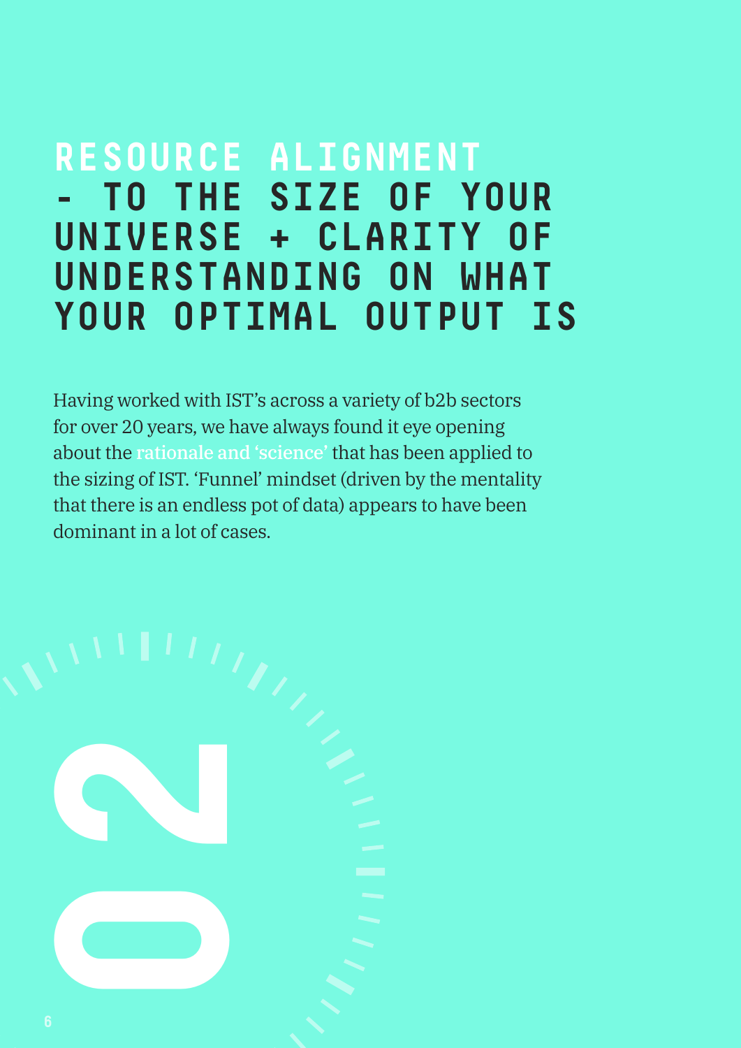# RESOURCE ALIGNMENT - TO THE SIZE OF YOUR UNIVERSE + CLARITY OF UNDERSTANDING ON WHAT YOUR OPTIMAL OUTPUT IS

Having worked with IST's across a variety of b2b sectors for over 20 years, we have always found it eye opening about the rationale and 'science' that has been applied to the sizing of IST. 'Funnel' mindset (driven by the mentality that there is an endless pot of data) appears to have been dominant in a lot of cases.

02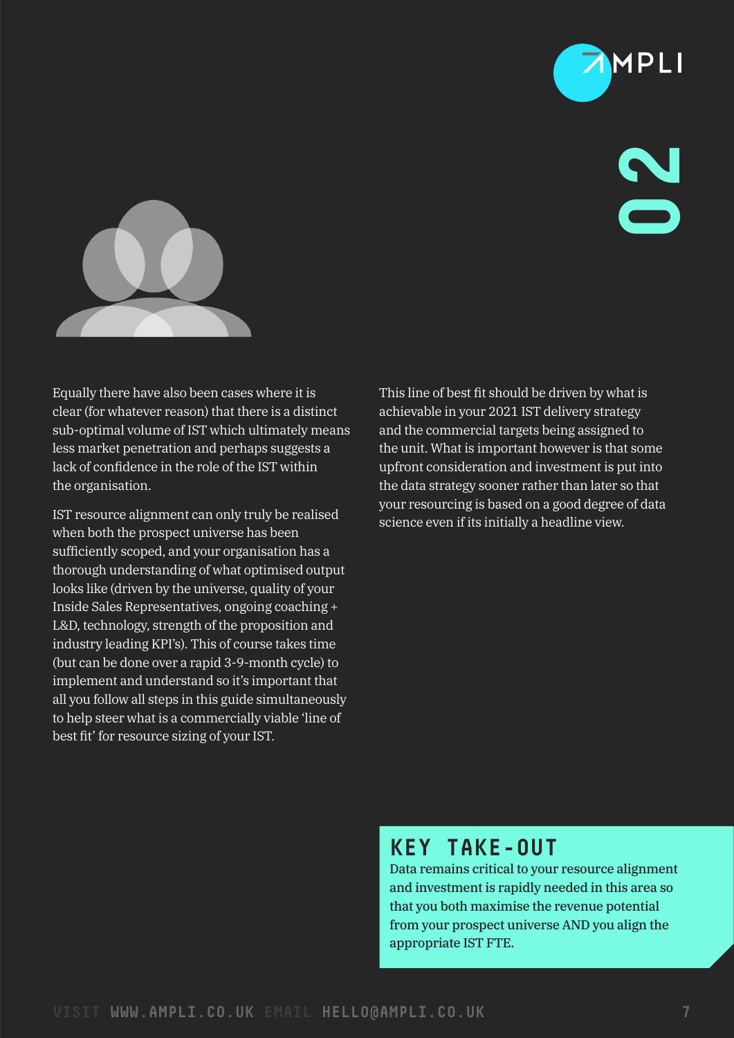Equally there have also been cases where it is clear (for whatever reason) that there is a distinct sub-optimal volume of IST which ultimately means less market penetration and perhaps suggests a lack of confidence in the role of the IST within the organisation.

IST resource alignment can only truly be realised when both the prospect universe has been sufficiently scoped, and your organisation has a thorough understanding of what optimised output looks like (driven by the universe, quality of your Inside Sales Representatives, ongoing coaching + L&D, technology, strength of the proposition and industry leading KPI's). This of course takes time (but can be done over a rapid 3-9-month cycle) to implement and understand so it's important that all you follow all steps in this guide simultaneously to help steer what is a commercially viable 'line of best fit' for resource sizing of your IST.

This line of best fit should be driven by what is achievable in your 2021 IST delivery strategy and the commercial targets being assigned to the unit. What is important however is that some upfront consideration and investment is put into the data strategy sooner rather than later so that your resourcing is based on a good degree of data science even if its initially a headline view.

## KEY TAKE-OUT

Data remains critical to your resource alignment and investment is rapidly needed in this area so that you both maximise the revenue potential from your prospect universe AND you align the appropriate IST FTE.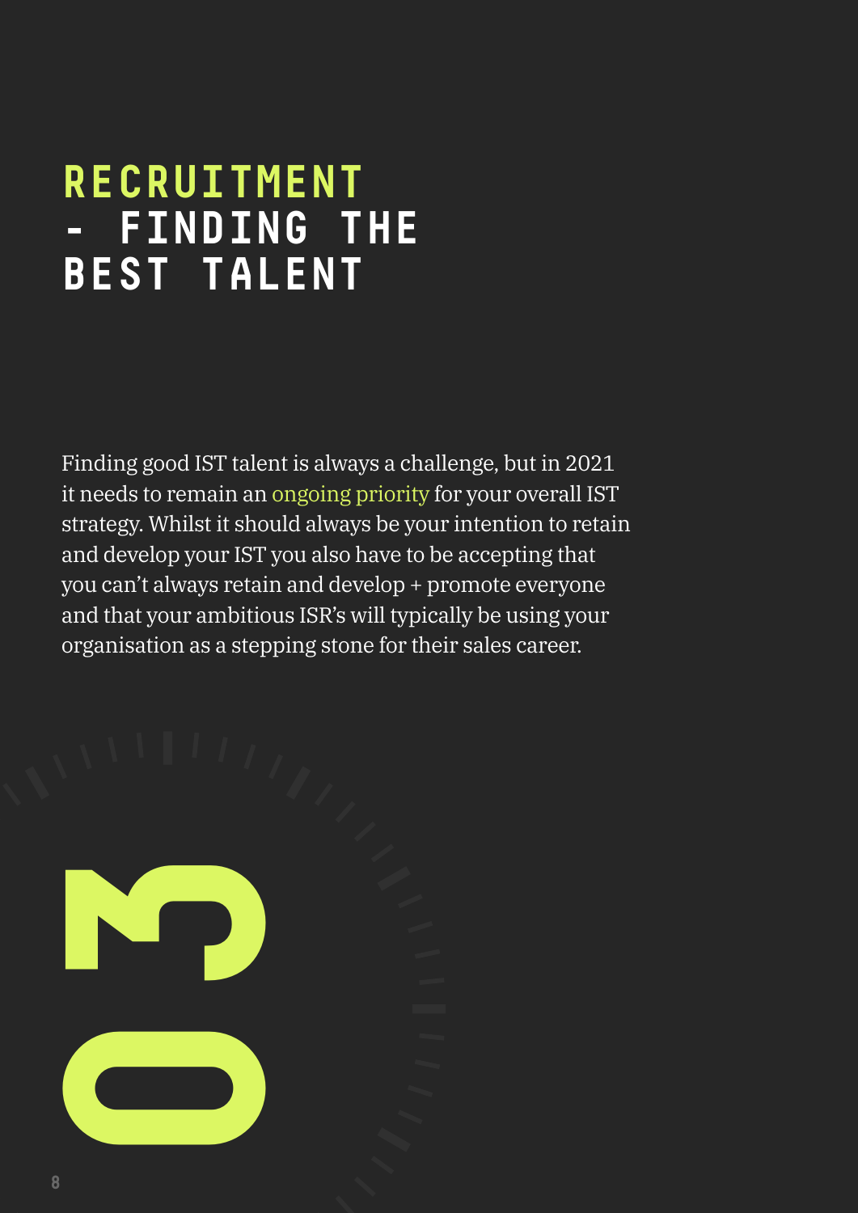# RECRUITMENT - FINDING THE BEST TALENT

Finding good IST talent is always a challenge, but in 2021 it needs to remain an ongoing priority for your overall IST strategy. Whilst it should always be your intention to retain and develop your IST you also have to be accepting that you can't always retain and develop + promote everyone and that your ambitious ISR's will typically be using your organisation as a stepping stone for their sales career.

03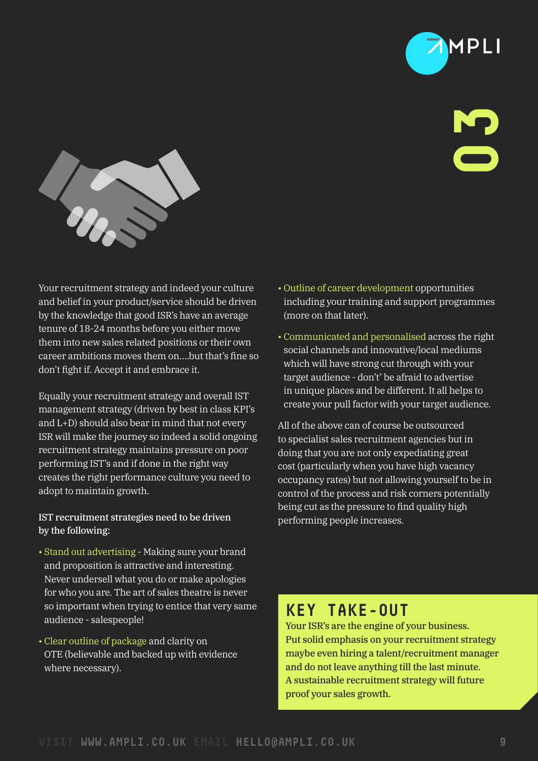# 03

Your recruitment strategy and indeed your culture and belief in your product/service should be driven by the knowledge that good ISR's have an average tenure of 18-24 months before you either move them into new sales related positions or their own career ambitions moves them on....but that's fine so don't fight if. Accept it and embrace it.

Equally your recruitment strategy and overall IST management strategy (driven by best in class KPI's and L+D) should also bear in mind that not every ISR will make the journey so indeed a solid ongoing recruitment strategy maintains pressure on poor performing IST's and if done in the right way creates the right performance culture you need to adopt to maintain growth.

**IST recruitment strategies need to be driven by the following:**

- Stand out advertising - Making sure your brand and proposition is attractive and interesting. Never undersell what you do or make apologies for who you are. The art of sales theatre is never so important when trying to entice that very same audience - salespeople!
- Clear outline of package and clarity on OTE (believable and backed up with evidence where necessary).
- Outline of career development opportunities including your training and support programmes (more on that later).
- Communicated and personalised across the right social channels and innovative/local mediums which will have strong cut through with your target audience - don't' be afraid to advertise in unique places and be different. It all helps to create your pull factor with your target audience.

All of the above can of course be outsourced to specialist sales recruitment agencies but in doing that you are not only expediating great cost (particularly when you have high vacancy occupancy rates) but not allowing yourself to be in control of the process and risk corners potentially being cut as the pressure to find quality high performing people increases.

## KEY TAKE-OUT

**Your ISR's are the engine of your business. Put solid emphasis on your recruitment strategy maybe even hiring a talent/recruitment manager and do not leave anything till the last minute. A sustainable recruitment strategy will future proof your sales growth.**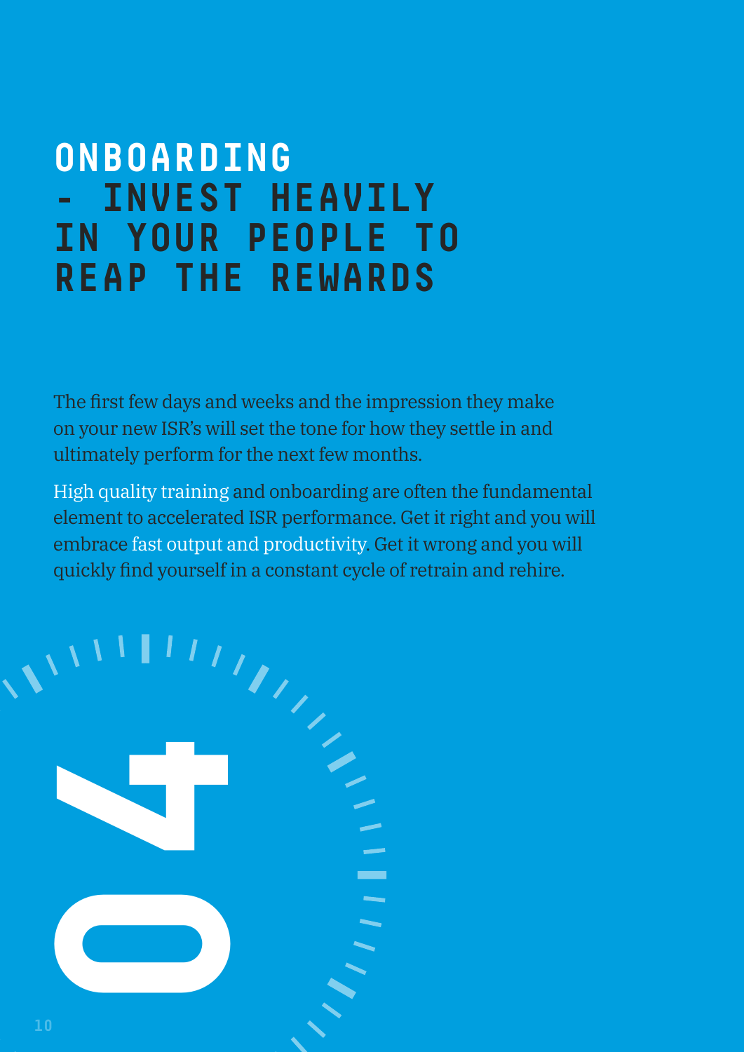# ONBOARDING - INVEST HEAVILY IN YOUR PEOPLE TO REAP THE REWARDS

The first few days and weeks and the impression they make on your new ISR's will set the tone for how they settle in and ultimately perform for the next few months.

High quality training and onboarding are often the fundamental element to accelerated ISR performance. Get it right and you will embrace fast output and productivity. Get it wrong and you will quickly find yourself in a constant cycle of retrain and rehire.

04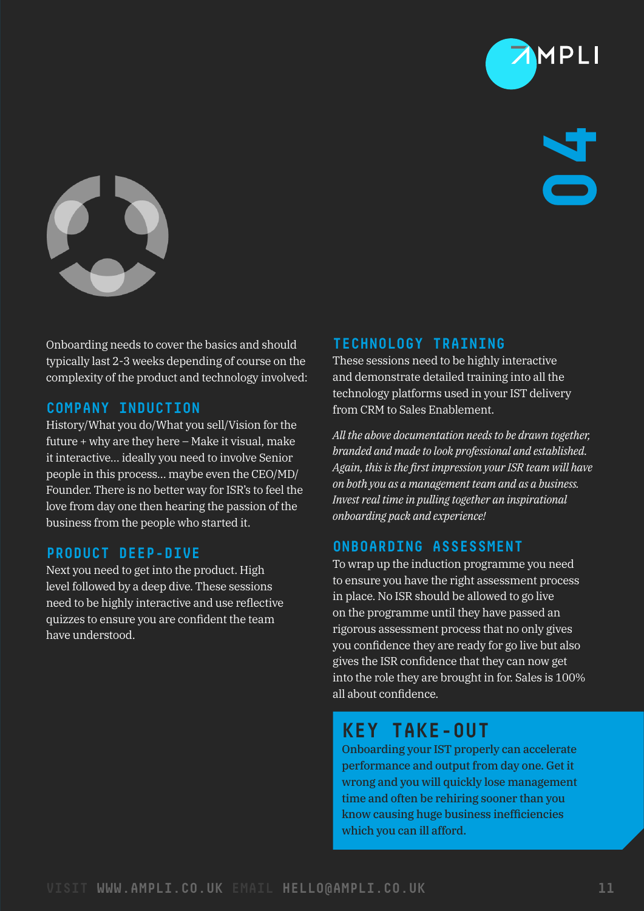# 04

Onboarding needs to cover the basics and should typically last 2-3 weeks depending of course on the complexity of the product and technology involved:

## COMPANY INDUCTION

History/What you do/What you sell/Vision for the future + why are they here – Make it visual, make it interactive... ideally you need to involve Senior people in this process... maybe even the CEO/MD/ Founder. There is no better way for ISR's to feel the love from day one then hearing the passion of the business from the people who started it.

## PRODUCT DEEP-DIVE

Next you need to get into the product. High level followed by a deep dive. These sessions need to be highly interactive and use reflective quizzes to ensure you are confident the team have understood.

## TECHNOLOGY TRAINING

These sessions need to be highly interactive and demonstrate detailed training into all the technology platforms used in your IST delivery from CRM to Sales Enablement.

*All the above documentation needs to be drawn together, branded and made to look professional and established. Again, this is the first impression your ISR team will have on both you as a management team and as a business. Invest real time in pulling together an inspirational onboarding pack and experience!*

## ONBOARDING ASSESSMENT

To wrap up the induction programme you need to ensure you have the right assessment process in place. No ISR should be allowed to go live on the programme until they have passed an rigorous assessment process that no only gives you confidence they are ready for go live but also gives the ISR confidence that they can now get into the role they are brought in for. Sales is 100% all about confidence.

## KEY TAKE-OUT

Onboarding your IST properly can accelerate performance and output from day one. Get it wrong and you will quickly lose management time and often be rehiring sooner than you know causing huge business inefficiencies which you can ill afford.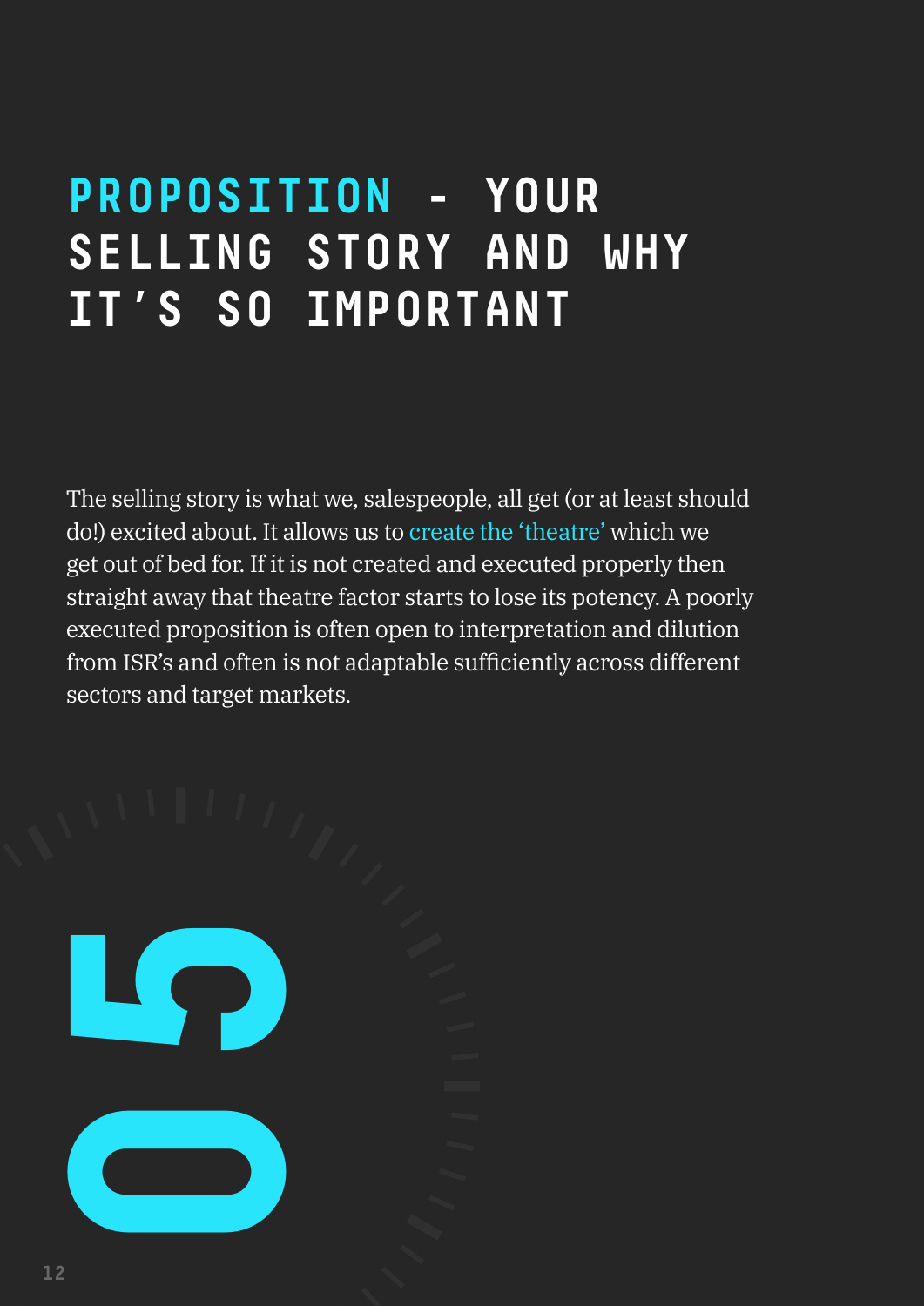# PROPOSITION - YOUR SELLING STORY AND WHY IT'S SO IMPORTANT

The selling story is what we, salespeople, all get (or at least should do!) excited about. It allows us to create the 'theatre' which we get out of bed for. If it is not created and executed properly then straight away that theatre factor starts to lose its potency. A poorly executed proposition is often open to interpretation and dilution from ISR's and often is not adaptable sufficiently across different sectors and target markets.

05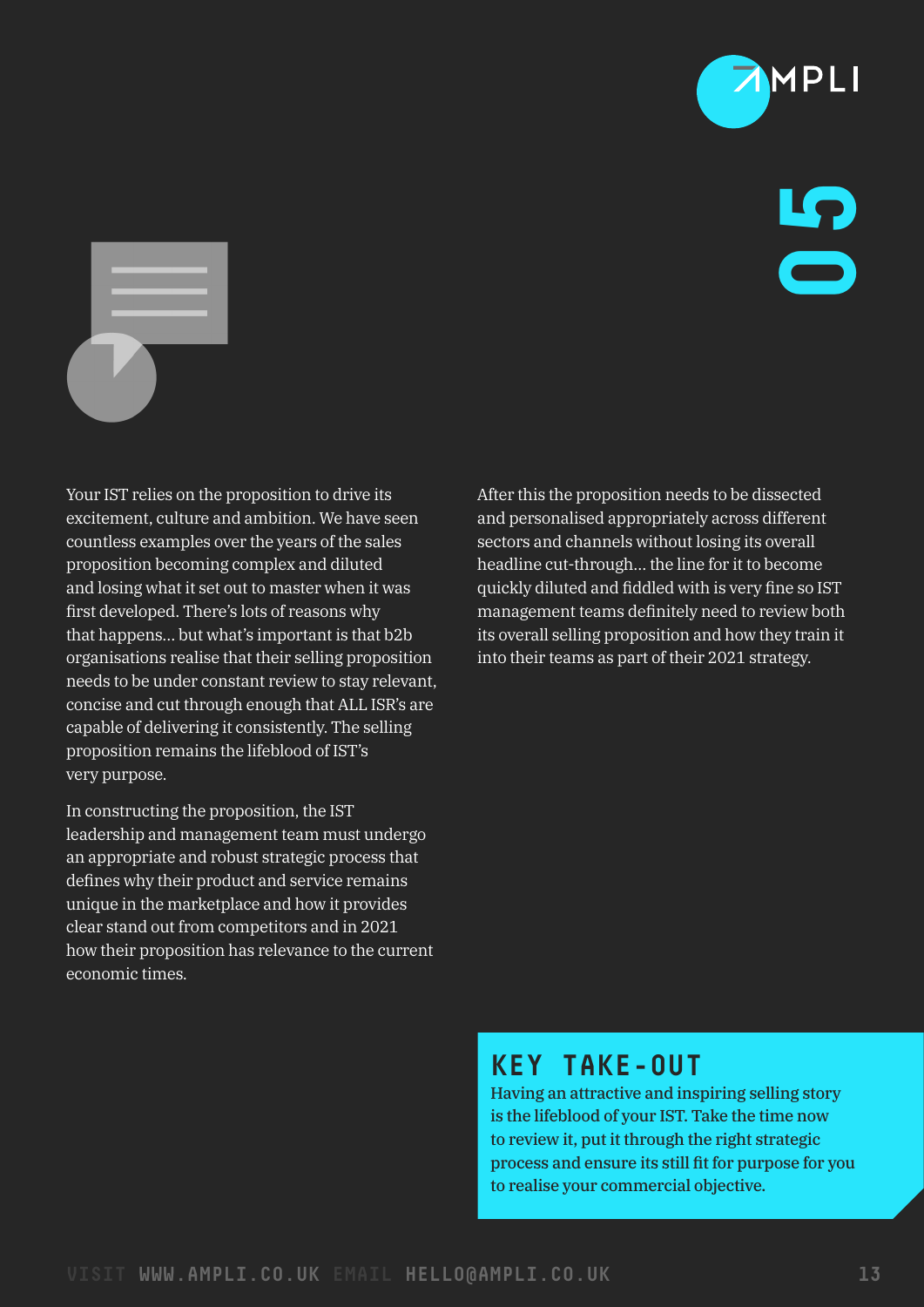# 05

Your IST relies on the proposition to drive its excitement, culture and ambition. We have seen countless examples over the years of the sales proposition becoming complex and diluted and losing what it set out to master when it was first developed. There's lots of reasons why that happens... but what's important is that b2b organisations realise that their selling proposition needs to be under constant review to stay relevant, concise and cut through enough that ALL ISR's are capable of delivering it consistently. The selling proposition remains the lifeblood of IST's very purpose.

In constructing the proposition, the IST leadership and management team must undergo an appropriate and robust strategic process that defines why their product and service remains unique in the marketplace and how it provides clear stand out from competitors and in 2021 how their proposition has relevance to the current economic times.

After this the proposition needs to be dissected and personalised appropriately across different sectors and channels without losing its overall headline cut-through... the line for it to become quickly diluted and fiddled with is very fine so IST management teams definitely need to review both its overall selling proposition and how they train it into their teams as part of their 2021 strategy.

## KEY TAKE-OUT

Having an attractive and inspiring selling story is the lifeblood of your IST. Take the time now to review it, put it through the right strategic process and ensure its still fit for purpose for you to realise your commercial objective.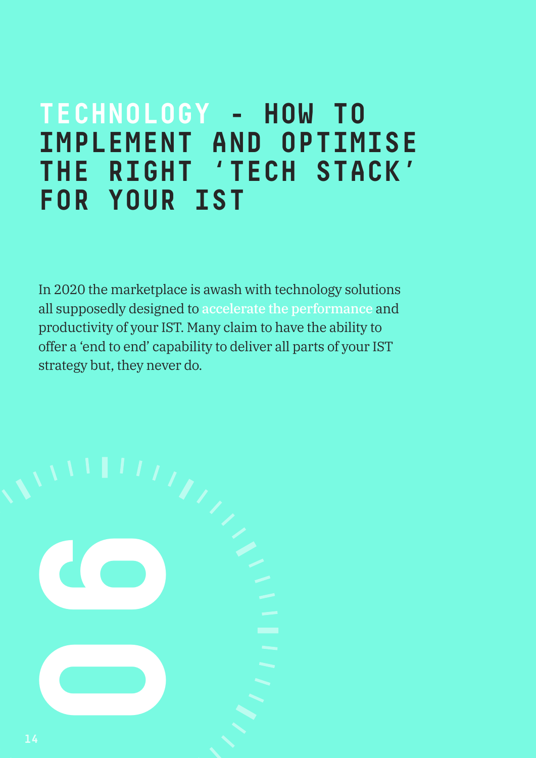# TECHNOLOGY - HOW TO IMPLEMENT AND OPTIMISE THE RIGHT 'TECH STACK' FOR YOUR IST

In 2020 the marketplace is awash with technology solutions all supposedly designed to accelerate the performance and productivity of your IST. Many claim to have the ability to offer a 'end to end' capability to deliver all parts of your IST strategy but, they never do.

06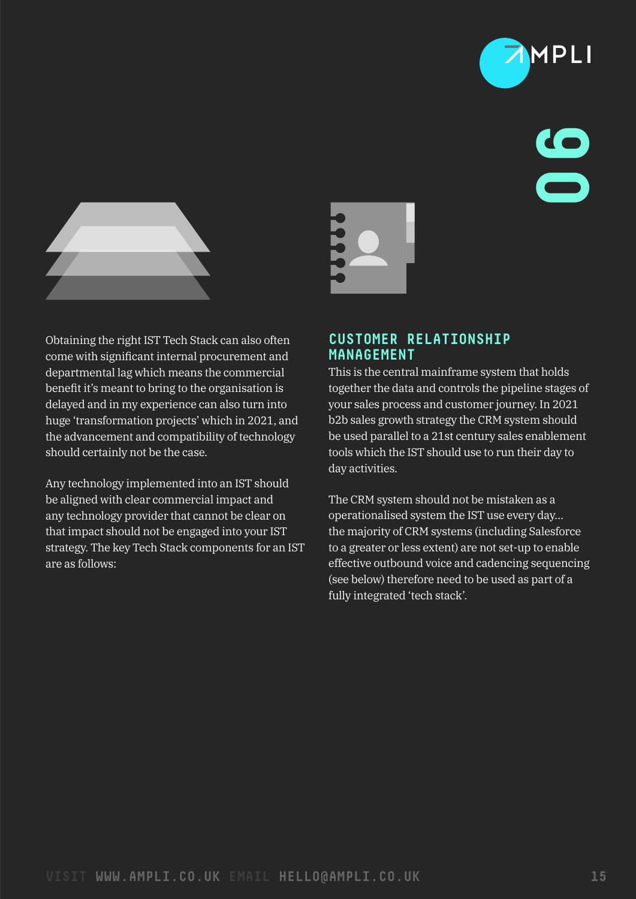Obtaining the right IST Tech Stack can also often come with significant internal procurement and departmental lag which means the commercial benefit it's meant to bring to the organisation is delayed and in my experience can also turn into huge 'transformation projects' which in 2021, and the advancement and compatibility of technology should certainly not be the case.

Any technology implemented into an IST should be aligned with clear commercial impact and any technology provider that cannot be clear on that impact should not be engaged into your IST strategy. The key Tech Stack components for an IST are as follows:

## CUSTOMER RELATIONSHIP MANAGEMENT

This is the central mainframe system that holds together the data and controls the pipeline stages of your sales process and customer journey. In 2021 b2b sales growth strategy the CRM system should be used parallel to a 21st century sales enablement tools which the IST should use to run their day to day activities.

The CRM system should not be mistaken as a operationalised system the IST use every day... the majority of CRM systems (including Salesforce to a greater or less extent) are not set-up to enable effective outbound voice and cadencing sequencing (see below) therefore need to be used as part of a fully integrated 'tech stack'.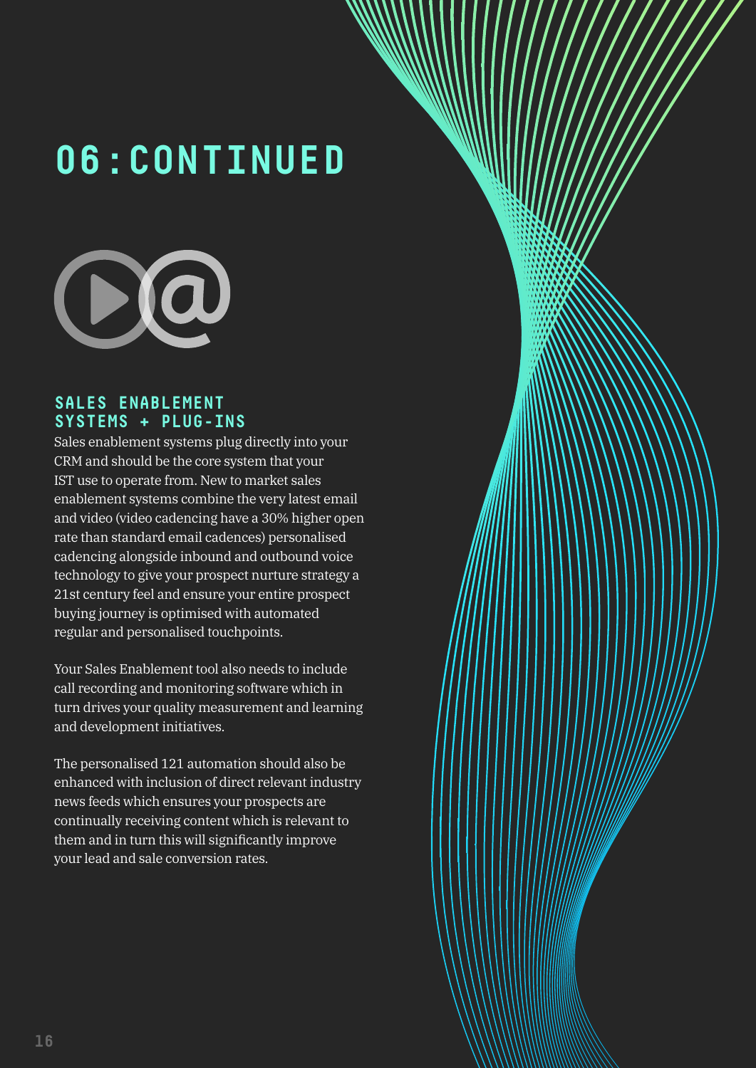# 06: CONTINUED

### SALES ENABLEMENT SYSTEMS + PLUG-INS

Sales enablement systems plug directly into your CRM and should be the core system that your IST use to operate from. New to market sales enablement systems combine the very latest email and video (video cadencing have a 30% higher open rate than standard email cadences) personalised cadencing alongside inbound and outbound voice technology to give your prospect nurture strategy a 21st century feel and ensure your entire prospect buying journey is optimised with automated regular and personalised touchpoints.

Your Sales Enablement tool also needs to include call recording and monitoring software which in turn drives your quality measurement and learning and development initiatives.

The personalised 121 automation should also be enhanced with inclusion of direct relevant industry news feeds which ensures your prospects are continually receiving content which is relevant to them and in turn this will significantly improve your lead and sale conversion rates.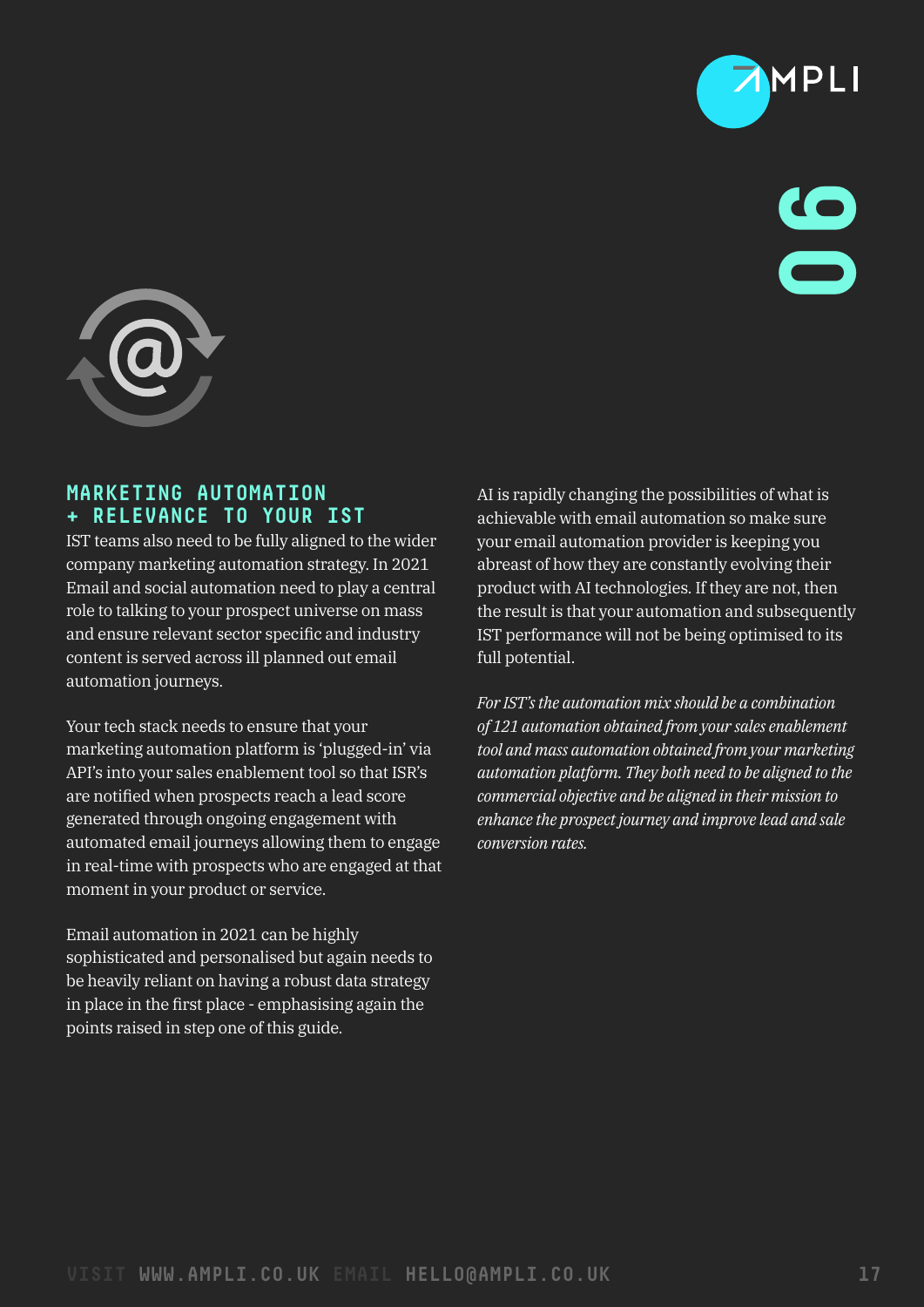## 06

### MARKETING AUTOMATION + RELEVANCE TO YOUR IST

IST teams also need to be fully aligned to the wider company marketing automation strategy. In 2021 Email and social automation need to play a central role to talking to your prospect universe on mass and ensure relevant sector specific and industry content is served across ill planned out email automation journeys.

Your tech stack needs to ensure that your marketing automation platform is 'plugged-in' via API's into your sales enablement tool so that ISR's are notified when prospects reach a lead score generated through ongoing engagement with automated email journeys allowing them to engage in real-time with prospects who are engaged at that moment in your product or service.

Email automation in 2021 can be highly sophisticated and personalised but again needs to be heavily reliant on having a robust data strategy in place in the first place - emphasising again the points raised in step one of this guide.

AI is rapidly changing the possibilities of what is achievable with email automation so make sure your email automation provider is keeping you abreast of how they are constantly evolving their product with AI technologies. If they are not, then the result is that your automation and subsequently IST performance will not be being optimised to its full potential.

*For IST's the automation mix should be a combination of 121 automation obtained from your sales enablement tool and mass automation obtained from your marketing automation platform. They both need to be aligned to the commercial objective and be aligned in their mission to enhance the prospect journey and improve lead and sale conversion rates.*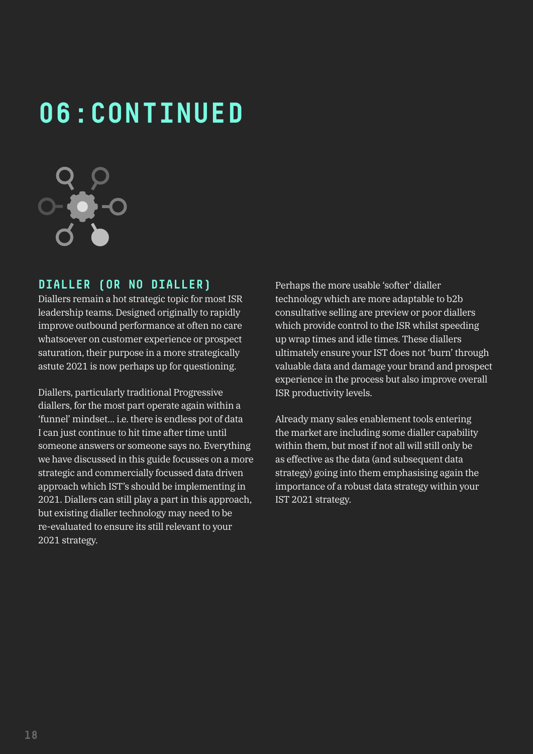# 06: CONTINUED

### DIALLER (OR NO DIALLER)

Diallers remain a hot strategic topic for most ISR leadership teams. Designed originally to rapidly improve outbound performance at often no care whatsoever on customer experience or prospect saturation, their purpose in a more strategically astute 2021 is now perhaps up for questioning.

Diallers, particularly traditional Progressive diallers, for the most part operate again within a 'funnel' mindset... i.e. there is endless pot of data I can just continue to hit time after time until someone answers or someone says no. Everything we have discussed in this guide focusses on a more strategic and commercially focussed data driven approach which IST's should be implementing in 2021. Diallers can still play a part in this approach, but existing dialler technology may need to be re-evaluated to ensure its still relevant to your 2021 strategy.

Perhaps the more usable 'softer' dialler technology which are more adaptable to b2b consultative selling are preview or poor diallers which provide control to the ISR whilst speeding up wrap times and idle times. These diallers ultimately ensure your IST does not 'burn' through valuable data and damage your brand and prospect experience in the process but also improve overall ISR productivity levels.

Already many sales enablement tools entering the market are including some dialler capability within them, but most if not all will still only be as effective as the data (and subsequent data strategy) going into them emphasising again the importance of a robust data strategy within your IST 2021 strategy.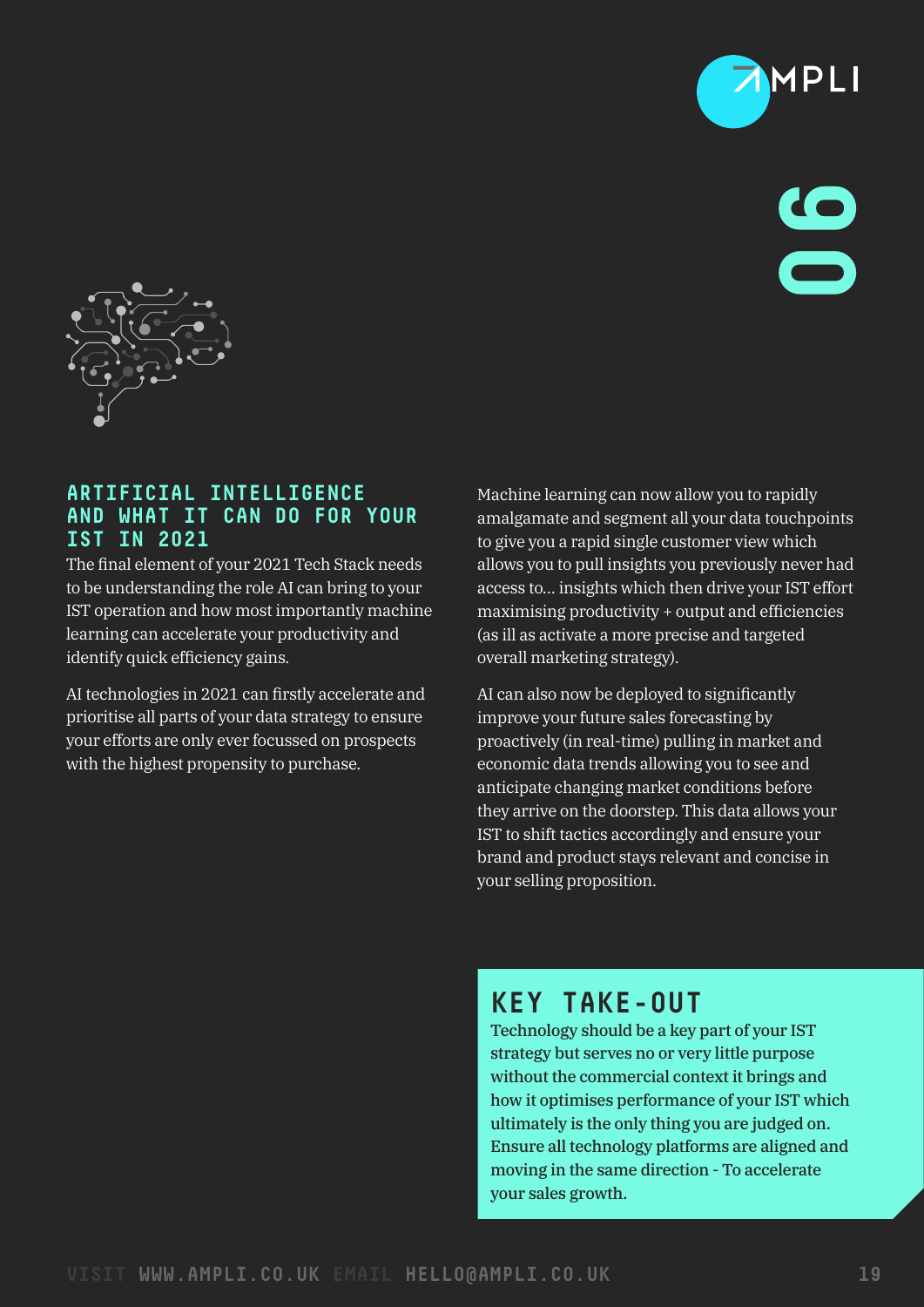## 06

### ARTIFICIAL INTELLIGENCE AND WHAT IT CAN DO FOR YOUR IST IN 2021

The final element of your 2021 Tech Stack needs to be understanding the role AI can bring to your IST operation and how most importantly machine learning can accelerate your productivity and identify quick efficiency gains.

AI technologies in 2021 can firstly accelerate and prioritise all parts of your data strategy to ensure your efforts are only ever focussed on prospects with the highest propensity to purchase.

Machine learning can now allow you to rapidly amalgamate and segment all your data touchpoints to give you a rapid single customer view which allows you to pull insights you previously never had access to... insights which then drive your IST effort maximising productivity + output and efficiencies (as ill as activate a more precise and targeted overall marketing strategy).

AI can also now be deployed to significantly improve your future sales forecasting by proactively (in real-time) pulling in market and economic data trends allowing you to see and anticipate changing market conditions before they arrive on the doorstep. This data allows your IST to shift tactics accordingly and ensure your brand and product stays relevant and concise in your selling proposition.

### KEY TAKE-OUT

Technology should be a key part of your IST strategy but serves no or very little purpose without the commercial context it brings and how it optimises performance of your IST which ultimately is the only thing you are judged on. Ensure all technology platforms are aligned and moving in the same direction - To accelerate your sales growth.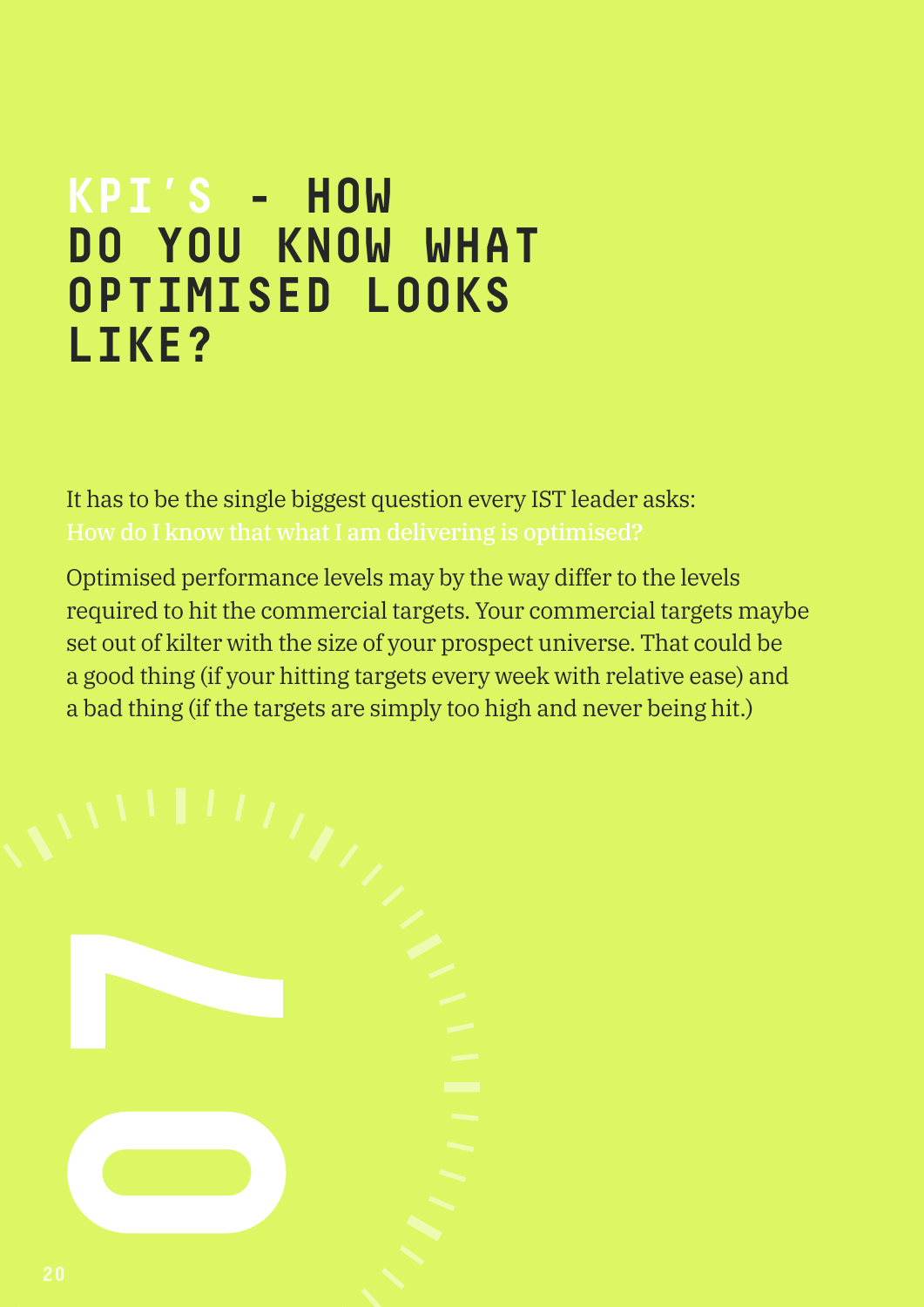# KPI'S - HOW DO YOU KNOW WHAT OPTIMISED LOOKS LIKE?

It has to be the single biggest question every IST leader asks: How do I know that what I am delivering is optimised?

Optimised performance levels may by the way differ to the levels required to hit the commercial targets. Your commercial targets maybe set out of kilter with the size of your prospect universe. That could be a good thing (if your hitting targets every week with relative ease) and a bad thing (if the targets are simply too high and never being hit.)

07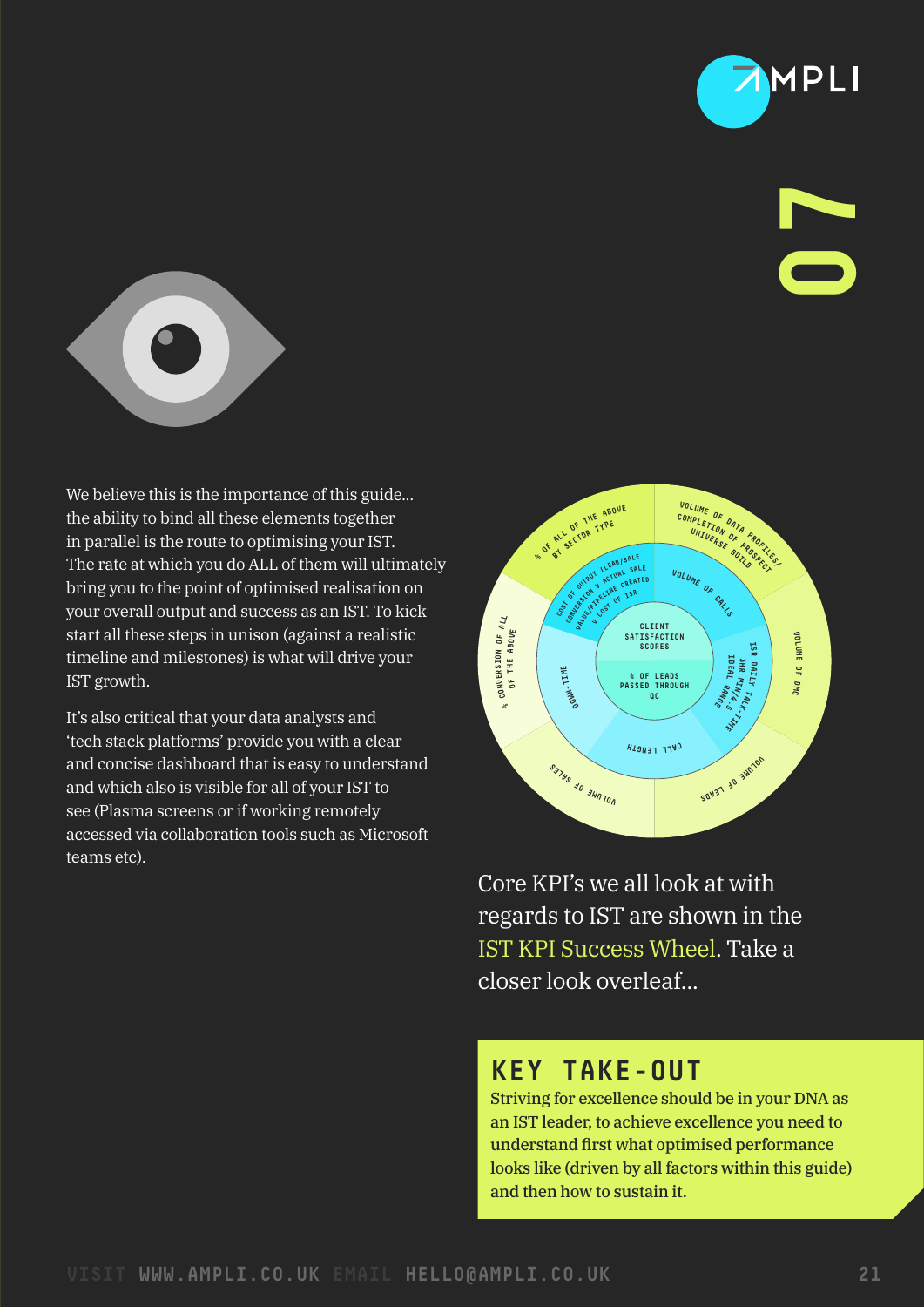07

We believe this is the importance of this guide… the ability to bind all these elements together in parallel is the route to optimising your IST. The rate at which you do ALL of them will ultimately bring you to the point of optimised realisation on your overall output and success as an IST. To kick start all these steps in unison (against a realistic timeline and milestones) is what will drive your IST growth.

It's also critical that your data analysts and 'tech stack platforms' provide you with a clear and concise dashboard that is easy to understand and which also is visible for all of your IST to see (Plasma screens or if working remotely accessed via collaboration tools such as Microsoft teams etc).

CLIENT SATISFACTION SCORES

% OF LEADS PASSED THROUGH QC

COST OF OUTPUT (LEAD/SALE CONVERSION V ACTUAL SALE VALUE/PIPELINE CREATED V COST OF ISR

VOLUME OF CALLS

ISR DAILY TALK-TIME 3HR MIN/4.5 IDEAL RANGE

CALL LENGTH

DOWN-TIME

% OF ALL OF THE ABOVE BY SECTOR TYPE

VOLUME OF DATA PROFILES/ COMPLETION OF PROSPECT UNIVERSE BUILD

VOLUME OF DMC

VOLUME OF LEADS

VOLUME OF SALES

% CONVERSION OF ALL OF THE ABOVE

Core KPI's we all look at with regards to IST are shown in the IST KPI Success Wheel. Take a closer look overleaf…

## KEY TAKE-OUT

Striving for excellence should be in your DNA as an IST leader, to achieve excellence you need to understand first what optimised performance looks like (driven by all factors within this guide) and then how to sustain it.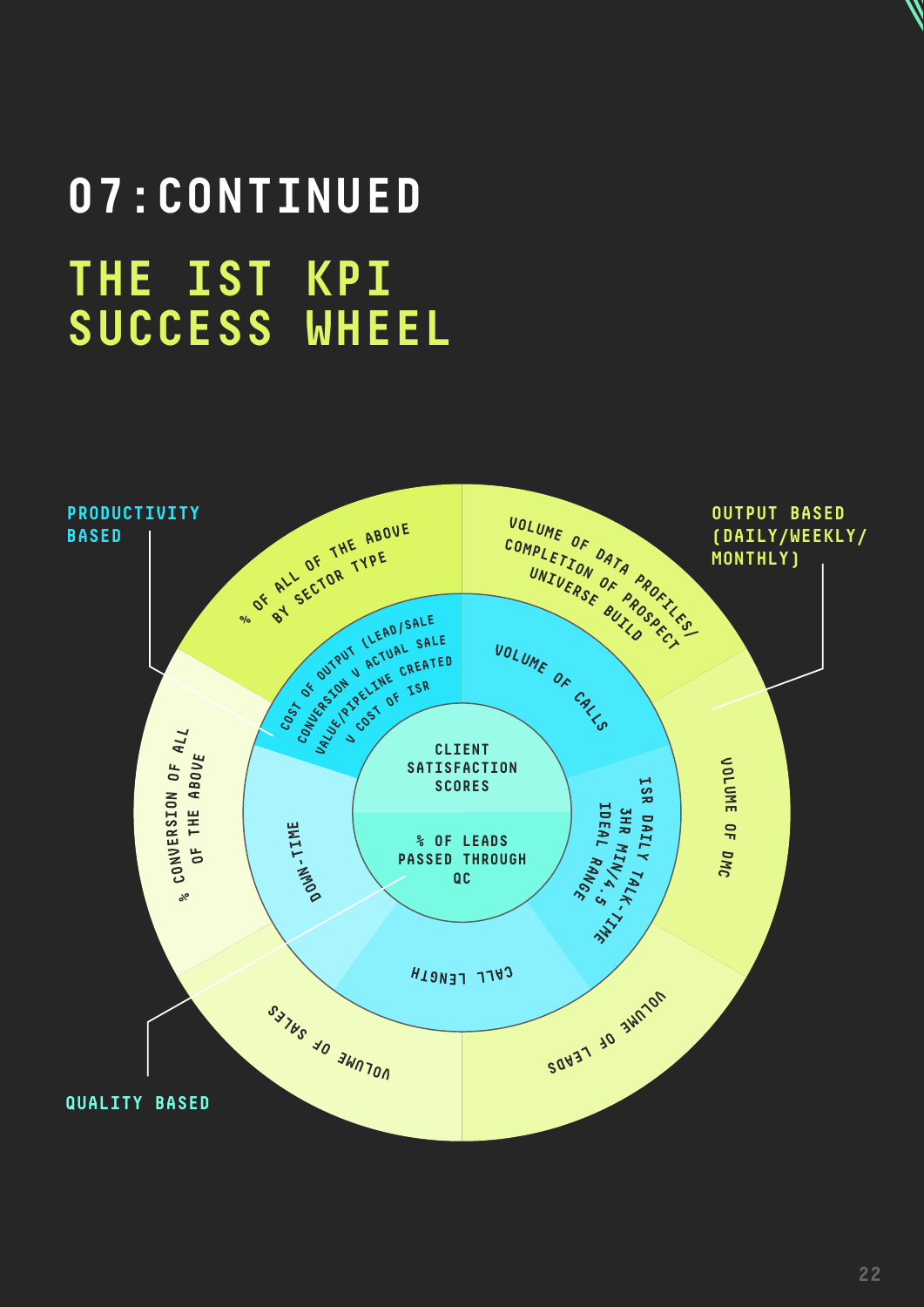# 07: CONTINUED

## THE IST KPI SUCCESS WHEEL

PRODUCTIVITY BASED

OUTPUT BASED (DAILY/WEEKLY/MONTHLY)

QUALITY BASED

% OF ALL OF THE ABOVE BY SECTOR TYPE

VOLUME OF DATA PROFILES/ COMPLETION OF PROSPECT UNIVERSE BUILD

VOLUME OF DMC

VOLUME OF LEADS

VOLUME OF SALES

% CONVERSION OF ALL OF THE ABOVE

COST OF OUTPUT (LEAD/SALE CONVERSION V ACTUAL SALE VALUE/PIPELINE CREATED V COST OF ISR

VOLUME OF CALLS

ISR DAILY TALK-TIME 3HR MIN/4.5 IDEAL RANGE

CALL LENGTH

DOWN-TIME

CLIENT SATISFACTION SCORES

% OF LEADS PASSED THROUGH QC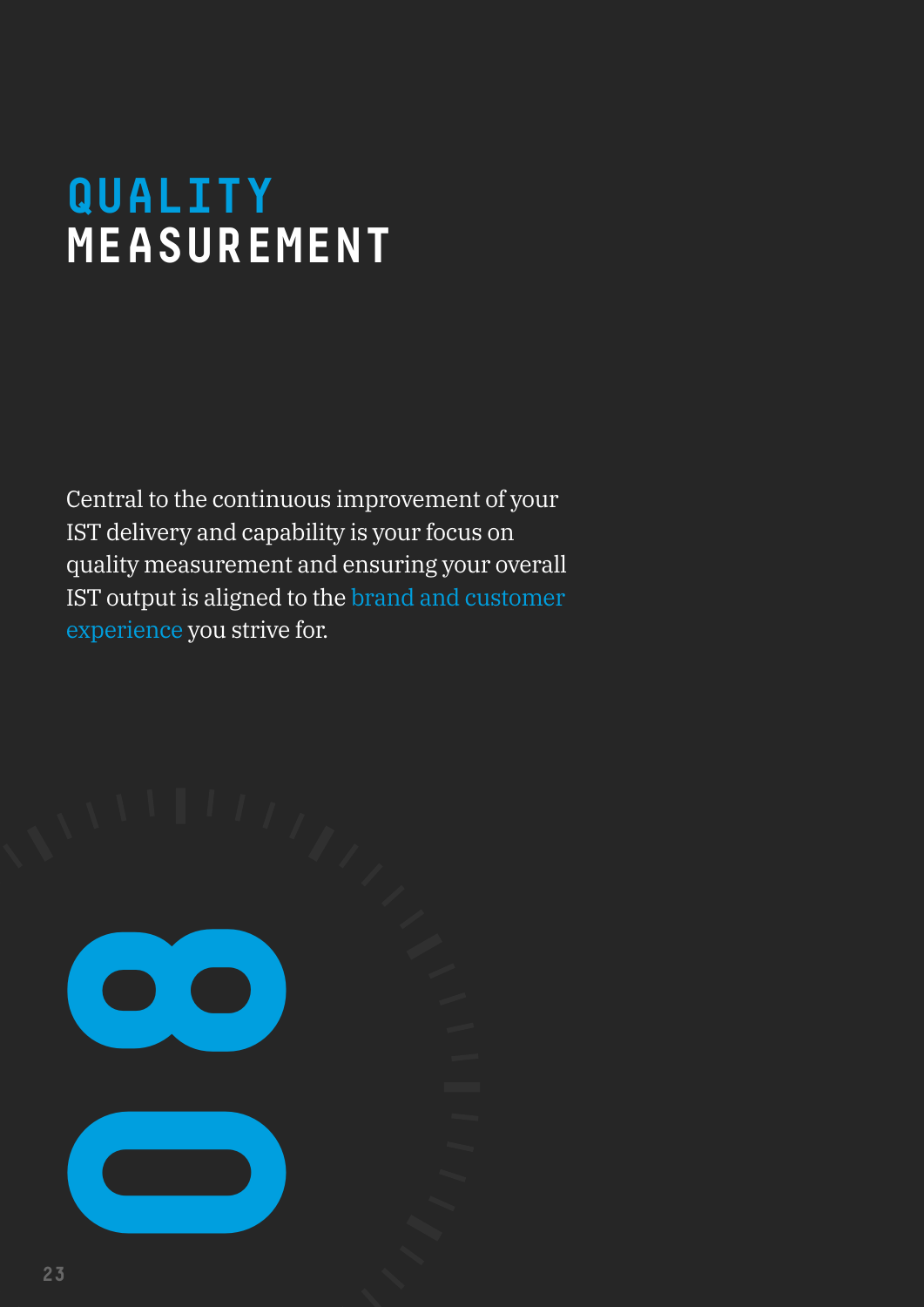# QUALITY MEASUREMENT

Central to the continuous improvement of your IST delivery and capability is your focus on quality measurement and ensuring your overall IST output is aligned to the brand and customer experience you strive for.

08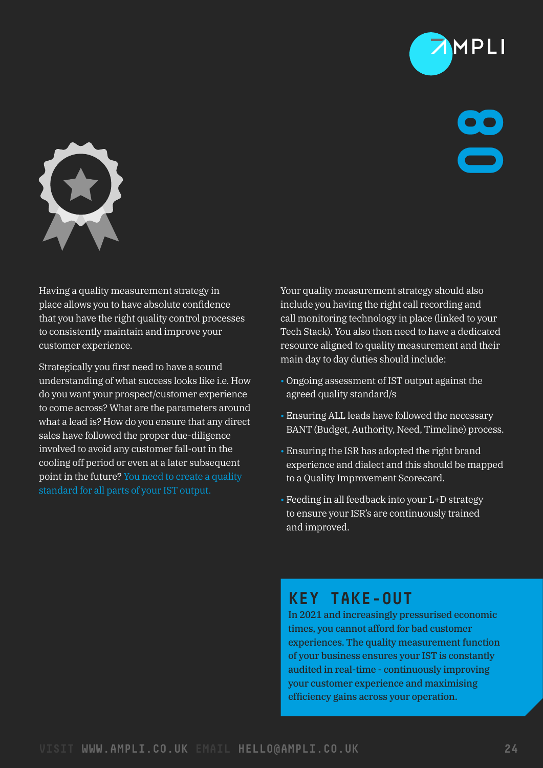# 08

Having a quality measurement strategy in place allows you to have absolute confidence that you have the right quality control processes to consistently maintain and improve your customer experience.

Strategically you first need to have a sound understanding of what success looks like i.e. How do you want your prospect/customer experience to come across? What are the parameters around what a lead is? How do you ensure that any direct sales have followed the proper due-diligence involved to avoid any customer fall-out in the cooling off period or even at a later subsequent point in the future? You need to create a quality standard for all parts of your IST output.

Your quality measurement strategy should also include you having the right call recording and call monitoring technology in place (linked to your Tech Stack). You also then need to have a dedicated resource aligned to quality measurement and their main day to day duties should include:

- Ongoing assessment of IST output against the agreed quality standard/s
- Ensuring ALL leads have followed the necessary BANT (Budget, Authority, Need, Timeline) process.
- Ensuring the ISR has adopted the right brand experience and dialect and this should be mapped to a Quality Improvement Scorecard.
- Feeding in all feedback into your L+D strategy to ensure your ISR's are continuously trained and improved.

## KEY TAKE-OUT

In 2021 and increasingly pressurised economic times, you cannot afford for bad customer experiences. The quality measurement function of your business ensures your IST is constantly audited in real-time - continuously improving your customer experience and maximising efficiency gains across your operation.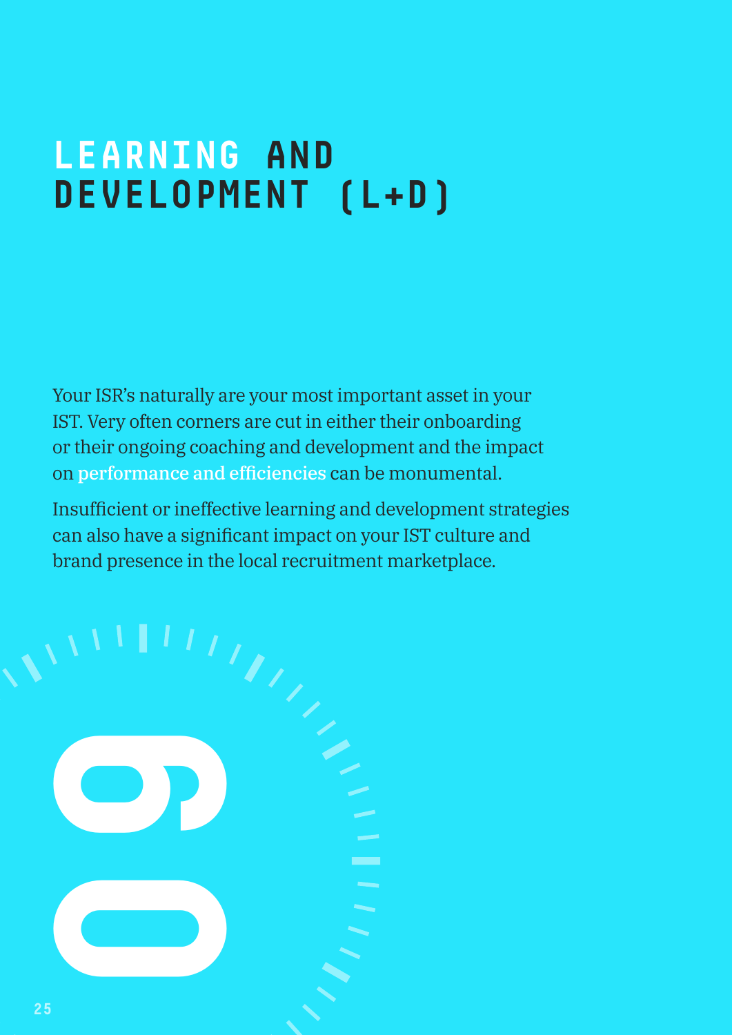# LEARNING AND DEVELOPMENT (L+D)

Your ISR's naturally are your most important asset in your IST. Very often corners are cut in either their onboarding or their ongoing coaching and development and the impact on performance and efficiencies can be monumental.

Insufficient or ineffective learning and development strategies can also have a significant impact on your IST culture and brand presence in the local recruitment marketplace.

06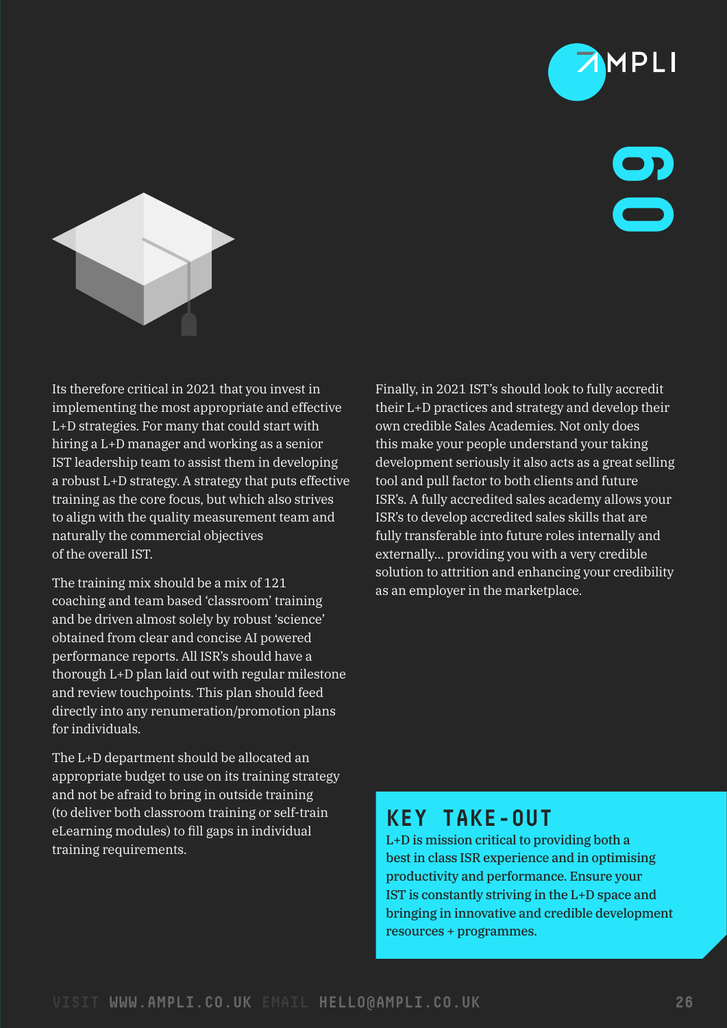Its therefore critical in 2021 that you invest in implementing the most appropriate and effective L+D strategies. For many that could start with hiring a L+D manager and working as a senior IST leadership team to assist them in developing a robust L+D strategy. A strategy that puts effective training as the core focus, but which also strives to align with the quality measurement team and naturally the commercial objectives of the overall IST.

The training mix should be a mix of 121 coaching and team based 'classroom' training and be driven almost solely by robust 'science' obtained from clear and concise AI powered performance reports. All ISR's should have a thorough L+D plan laid out with regular milestone and review touchpoints. This plan should feed directly into any renumeration/promotion plans for individuals.

The L+D department should be allocated an appropriate budget to use on its training strategy and not be afraid to bring in outside training (to deliver both classroom training or self-train eLearning modules) to fill gaps in individual training requirements.

Finally, in 2021 IST's should look to fully accredit their L+D practices and strategy and develop their own credible Sales Academies. Not only does this make your people understand your taking development seriously it also acts as a great selling tool and pull factor to both clients and future ISR's. A fully accredited sales academy allows your ISR's to develop accredited sales skills that are fully transferable into future roles internally and externally... providing you with a very credible solution to attrition and enhancing your credibility as an employer in the marketplace.

## KEY TAKE-OUT

L+D is mission critical to providing both a best in class ISR experience and in optimising productivity and performance. Ensure your IST is constantly striving in the L+D space and bringing in innovative and credible development resources + programmes.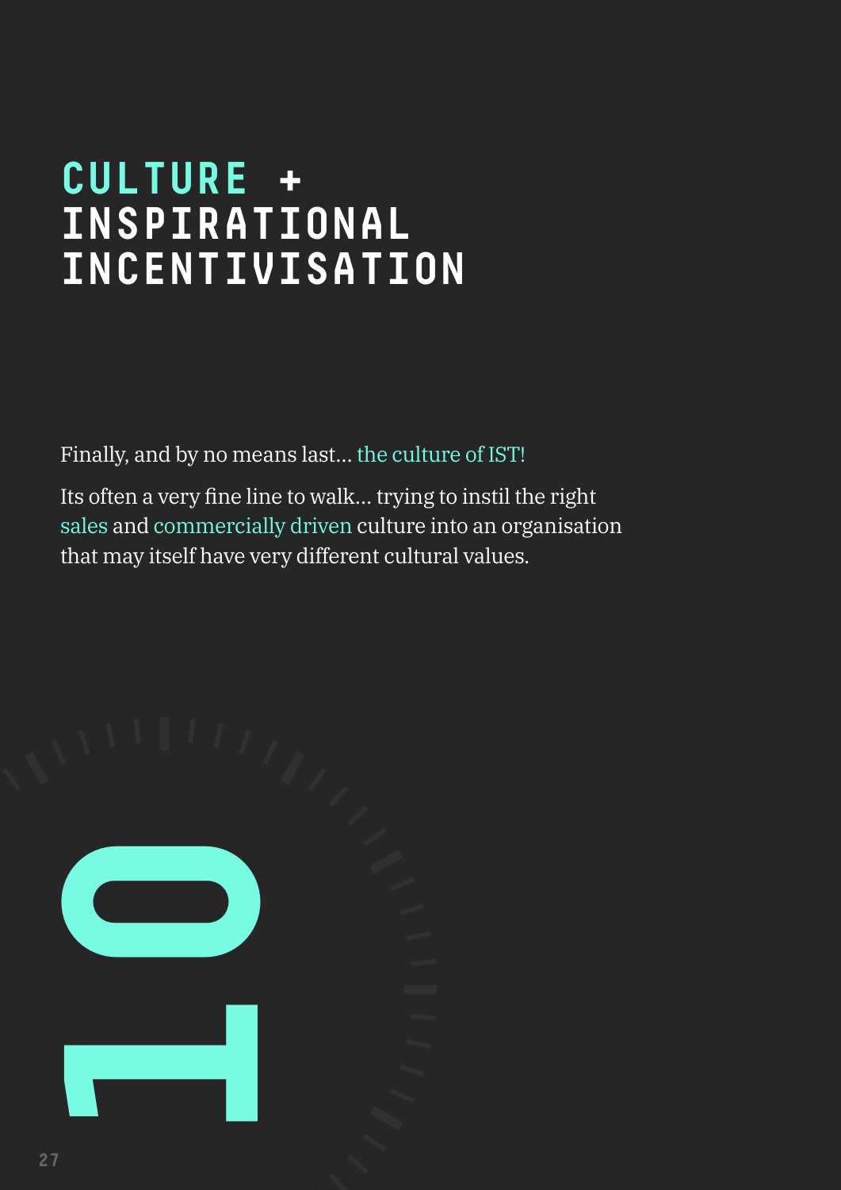# CULTURE + INSPIRATIONAL INCENTIVISATION

Finally, and by no means last… the culture of IST!

Its often a very fine line to walk… trying to instil the right sales and commercially driven culture into an organisation that may itself have very different cultural values.

10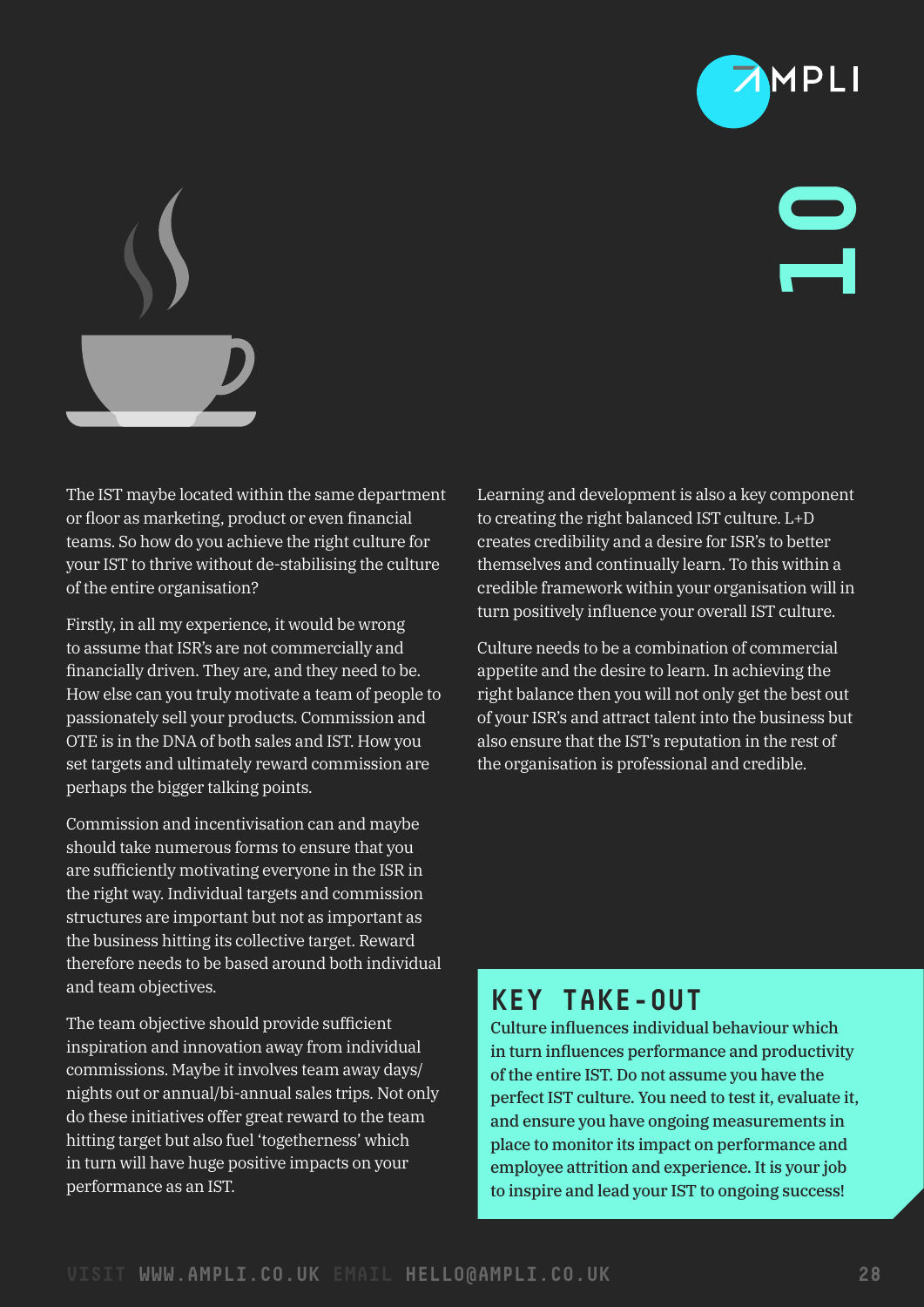# 10

The IST maybe located within the same department or floor as marketing, product or even financial teams. So how do you achieve the right culture for your IST to thrive without de-stabilising the culture of the entire organisation?

Firstly, in all my experience, it would be wrong to assume that ISR's are not commercially and financially driven. They are, and they need to be. How else can you truly motivate a team of people to passionately sell your products. Commission and OTE is in the DNA of both sales and IST. How you set targets and ultimately reward commission are perhaps the bigger talking points.

Commission and incentivisation can and maybe should take numerous forms to ensure that you are sufficiently motivating everyone in the ISR in the right way. Individual targets and commission structures are important but not as important as the business hitting its collective target. Reward therefore needs to be based around both individual and team objectives.

The team objective should provide sufficient inspiration and innovation away from individual commissions. Maybe it involves team away days/nights out or annual/bi-annual sales trips. Not only do these initiatives offer great reward to the team hitting target but also fuel 'togetherness' which in turn will have huge positive impacts on your performance as an IST.

Learning and development is also a key component to creating the right balanced IST culture. L+D creates credibility and a desire for ISR's to better themselves and continually learn. To this within a credible framework within your organisation will in turn positively influence your overall IST culture.

Culture needs to be a combination of commercial appetite and the desire to learn. In achieving the right balance then you will not only get the best out of your ISR's and attract talent into the business but also ensure that the IST's reputation in the rest of the organisation is professional and credible.

## KEY TAKE-OUT

Culture influences individual behaviour which in turn influences performance and productivity of the entire IST. Do not assume you have the perfect IST culture. You need to test it, evaluate it, and ensure you have ongoing measurements in place to monitor its impact on performance and employee attrition and experience. It is your job to inspire and lead your IST to ongoing success!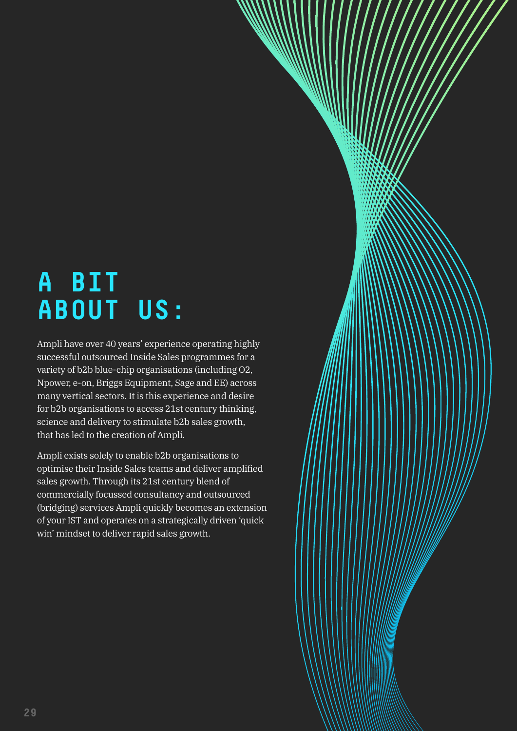# A BIT ABOUT US:

Ampli have over 40 years' experience operating highly successful outsourced Inside Sales programmes for a variety of b2b blue-chip organisations (including O2, Npower, e-on, Briggs Equipment, Sage and EE) across many vertical sectors. It is this experience and desire for b2b organisations to access 21st century thinking, science and delivery to stimulate b2b sales growth, that has led to the creation of Ampli.

Ampli exists solely to enable b2b organisations to optimise their Inside Sales teams and deliver amplified sales growth. Through its 21st century blend of commercially focussed consultancy and outsourced (bridging) services Ampli quickly becomes an extension of your IST and operates on a strategically driven 'quick win' mindset to deliver rapid sales growth.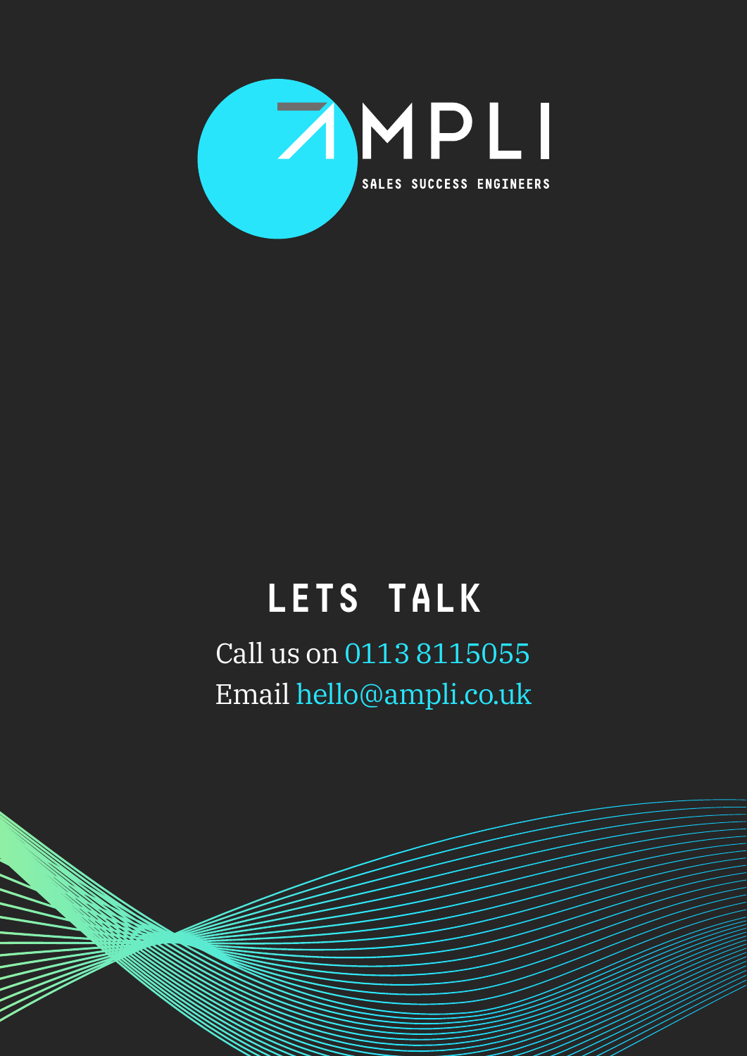AMPLI

SALES SUCCESS ENGINEERS

## LETS TALK

Call us on 0113 8115055
Email hello@ampli.co.uk